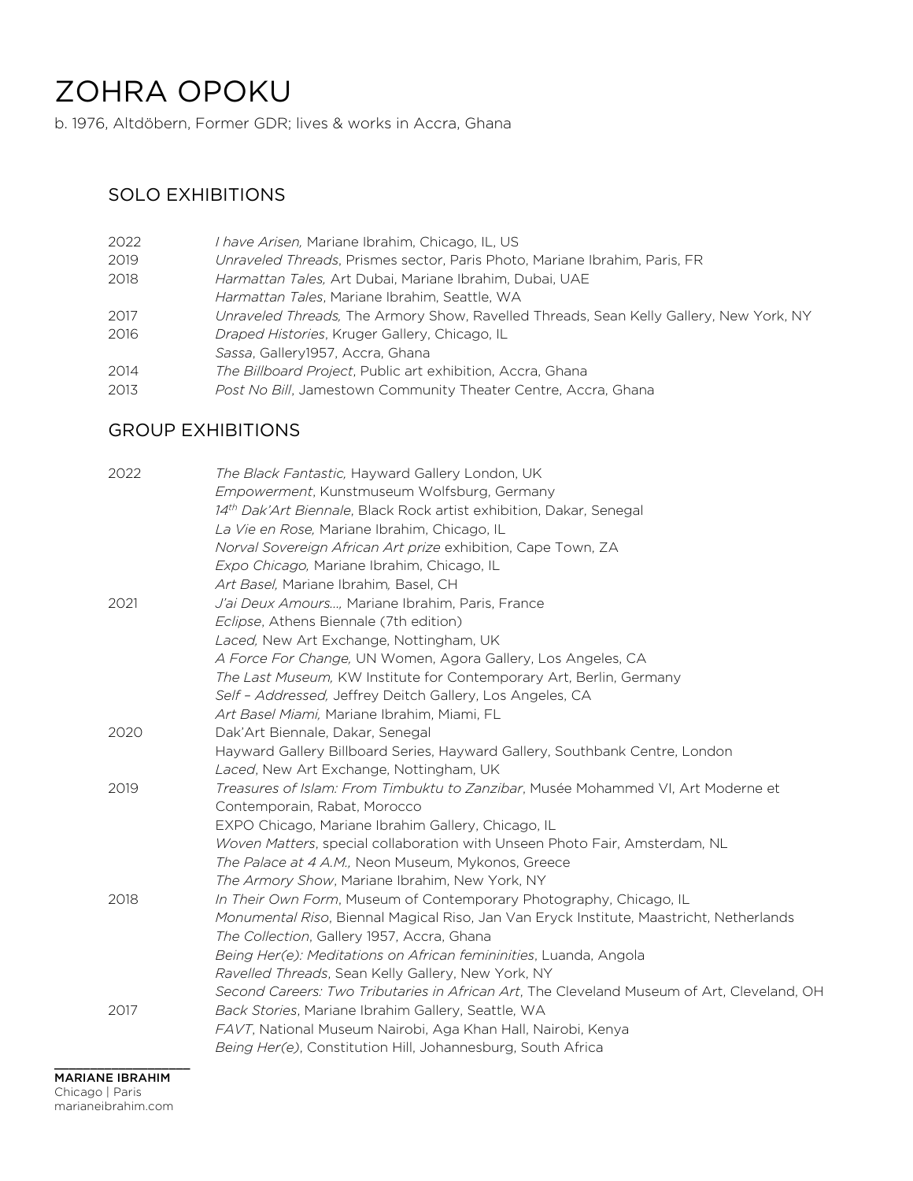# ZOHRA OPOKU

b. 1976, Altdöbern, Former GDR; lives & works in Accra, Ghana

## SOLO EXHIBITIONS

| | |
|---|---|
| 2022 | *I have Arisen,* Mariane Ibrahim, Chicago, IL, US |
| 2019 | *Unraveled Threads*, Prismes sector, Paris Photo, Mariane Ibrahim, Paris, FR |
| 2018 | *Harmattan Tales,* Art Dubai, Mariane Ibrahim, Dubai, UAE |
| | *Harmattan Tales*, Mariane Ibrahim, Seattle, WA |
| 2017 | *Unraveled Threads,* The Armory Show, Ravelled Threads, Sean Kelly Gallery, New York, NY |
| 2016 | *Draped Histories*, Kruger Gallery, Chicago, IL |
| | *Sassa*, Gallery1957, Accra, Ghana |
| 2014 | *The Billboard Project*, Public art exhibition, Accra, Ghana |
| 2013 | *Post No Bill*, Jamestown Community Theater Centre, Accra, Ghana |

## GROUP EXHIBITIONS

| | |
|---|---|
| 2022 | *The Black Fantastic,* Hayward Gallery London, UK |
| | *Empowerment*, Kunstmuseum Wolfsburg, Germany |
| | *14th Dak'Art Biennale*, Black Rock artist exhibition, Dakar, Senegal |
| | *La Vie en Rose,* Mariane Ibrahim, Chicago, IL |
| | *Norval Sovereign African Art prize* exhibition, Cape Town, ZA |
| | *Expo Chicago,* Mariane Ibrahim, Chicago, IL |
| | *Art Basel,* Mariane Ibrahim*,* Basel, CH |
| 2021 | *J'ai Deux Amours…,* Mariane Ibrahim, Paris, France |
| | *Eclipse*, Athens Biennale (7th edition) |
| | *Laced,* New Art Exchange, Nottingham, UK |
| | *A Force For Change,* UN Women, Agora Gallery, Los Angeles, CA |
| | *The Last Museum,* KW Institute for Contemporary Art, Berlin, Germany |
| | *Self – Addressed,* Jeffrey Deitch Gallery, Los Angeles, CA |
| | *Art Basel Miami,* Mariane Ibrahim, Miami, FL |
| 2020 | Dak'Art Biennale, Dakar, Senegal |
| | Hayward Gallery Billboard Series, Hayward Gallery, Southbank Centre, London |
| | *Laced*, New Art Exchange, Nottingham, UK |
| 2019 | *Treasures of Islam: From Timbuktu to Zanzibar*, Musée Mohammed VI, Art Moderne et Contemporain, Rabat, Morocco |
| | EXPO Chicago, Mariane Ibrahim Gallery, Chicago, IL |
| | *Woven Matters*, special collaboration with Unseen Photo Fair, Amsterdam, NL |
| | *The Palace at 4 A.M.,* Neon Museum, Mykonos, Greece |
| | *The Armory Show*, Mariane Ibrahim, New York, NY |
| 2018 | *In Their Own Form*, Museum of Contemporary Photography, Chicago, IL |
| | *Monumental Riso*, Biennal Magical Riso, Jan Van Eryck Institute, Maastricht, Netherlands |
| | *The Collection*, Gallery 1957, Accra, Ghana |
| | *Being Her(e): Meditations on African femininities*, Luanda, Angola |
| | *Ravelled Threads*, Sean Kelly Gallery, New York, NY |
| | *Second Careers: Two Tributaries in African Art*, The Cleveland Museum of Art, Cleveland, OH |
| 2017 | *Back Stories*, Mariane Ibrahim Gallery, Seattle, WA |
| | *FAVT*, National Museum Nairobi, Aga Khan Hall, Nairobi, Kenya |
| | *Being Her(e)*, Constitution Hill, Johannesburg, South Africa |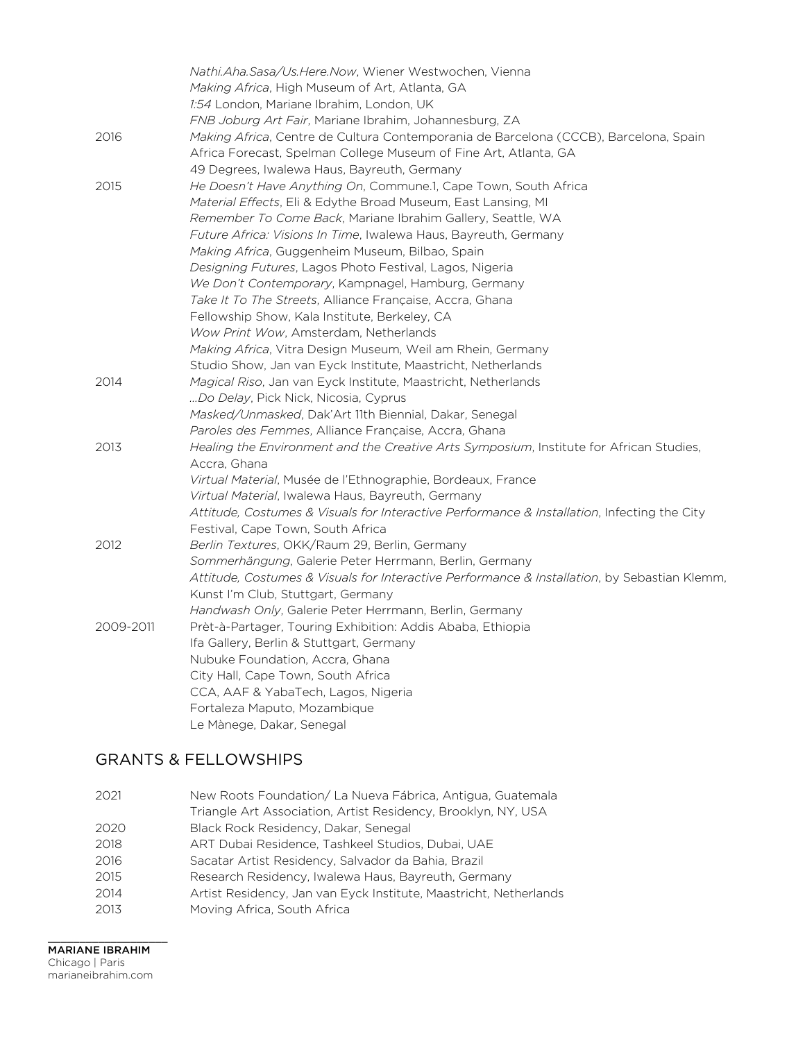| | |
|---|---|
| | *Nathi.Aha.Sasa/Us.Here.Now*, Wiener Westwochen, Vienna |
| | *Making Africa*, High Museum of Art, Atlanta, GA |
| | *1:54* London, Mariane Ibrahim, London, UK |
| | *FNB Joburg Art Fair*, Mariane Ibrahim, Johannesburg, ZA |
| 2016 | *Making Africa*, Centre de Cultura Contemporania de Barcelona (CCCB), Barcelona, Spain |
| | Africa Forecast, Spelman College Museum of Fine Art, Atlanta, GA |
| | 49 Degrees, Iwalewa Haus, Bayreuth, Germany |
| 2015 | *He Doesn't Have Anything On*, Commune.1, Cape Town, South Africa |
| | *Material Effects*, Eli & Edythe Broad Museum, East Lansing, MI |
| | *Remember To Come Back*, Mariane Ibrahim Gallery, Seattle, WA |
| | *Future Africa: Visions In Time*, Iwalewa Haus, Bayreuth, Germany |
| | *Making Africa*, Guggenheim Museum, Bilbao, Spain |
| | *Designing Futures*, Lagos Photo Festival, Lagos, Nigeria |
| | *We Don't Contemporary*, Kampnagel, Hamburg, Germany |
| | *Take It To The Streets*, Alliance Française, Accra, Ghana |
| | Fellowship Show, Kala Institute, Berkeley, CA |
| | *Wow Print Wow*, Amsterdam, Netherlands |
| | *Making Africa*, Vitra Design Museum, Weil am Rhein, Germany |
| | Studio Show, Jan van Eyck Institute, Maastricht, Netherlands |
| 2014 | *Magical Riso*, Jan van Eyck Institute, Maastricht, Netherlands |
| | *...Do Delay*, Pick Nick, Nicosia, Cyprus |
| | *Masked/Unmasked*, Dak'Art 11th Biennial, Dakar, Senegal |
| | *Paroles des Femmes*, Alliance Française, Accra, Ghana |
| 2013 | *Healing the Environment and the Creative Arts Symposium*, Institute for African Studies, Accra, Ghana |
| | *Virtual Material*, Musée de l'Ethnographie, Bordeaux, France |
| | *Virtual Material*, Iwalewa Haus, Bayreuth, Germany |
| | *Attitude, Costumes & Visuals for Interactive Performance & Installation*, Infecting the City Festival, Cape Town, South Africa |
| 2012 | *Berlin Textures*, OKK/Raum 29, Berlin, Germany |
| | *Sommerhängung*, Galerie Peter Herrmann, Berlin, Germany |
| | *Attitude, Costumes & Visuals for Interactive Performance & Installation*, by Sebastian Klemm, Kunst I'm Club, Stuttgart, Germany |
| | *Handwash Only*, Galerie Peter Herrmann, Berlin, Germany |
| 2009-2011 | Prèt-à-Partager, Touring Exhibition: Addis Ababa, Ethiopia |
| | Ifa Gallery, Berlin & Stuttgart, Germany |
| | Nubuke Foundation, Accra, Ghana |
| | City Hall, Cape Town, South Africa |
| | CCA, AAF & YabaTech, Lagos, Nigeria |
| | Fortaleza Maputo, Mozambique |
| | Le Mànege, Dakar, Senegal |

## GRANTS & FELLOWSHIPS

| | |
|---|---|
| 2021 | New Roots Foundation/ La Nueva Fábrica, Antigua, Guatemala |
| | Triangle Art Association, Artist Residency, Brooklyn, NY, USA |
| 2020 | Black Rock Residency, Dakar, Senegal |
| 2018 | ART Dubai Residence, Tashkeel Studios, Dubai, UAE |
| 2016 | Sacatar Artist Residency, Salvador da Bahia, Brazil |
| 2015 | Research Residency, Iwalewa Haus, Bayreuth, Germany |
| 2014 | Artist Residency, Jan van Eyck Institute, Maastricht, Netherlands |
| 2013 | Moving Africa, South Africa |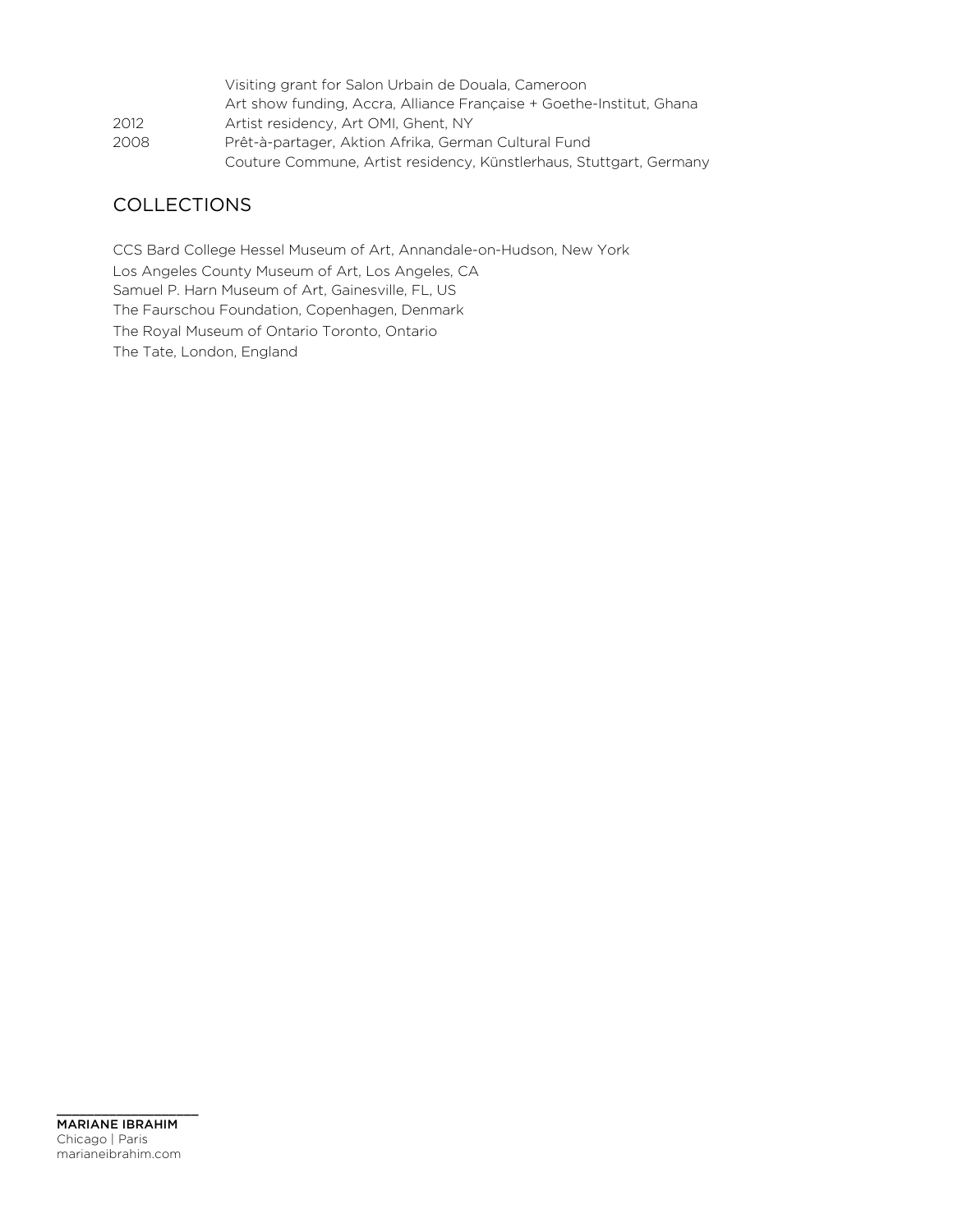| | |
|---|---|
| | Visiting grant for Salon Urbain de Douala, Cameroon |
| | Art show funding, Accra, Alliance Française + Goethe-Institut, Ghana |
| 2012 | Artist residency, Art OMI, Ghent, NY |
| 2008 | Prêt-à-partager, Aktion Afrika, German Cultural Fund |
| | Couture Commune, Artist residency, Künstlerhaus, Stuttgart, Germany |

## COLLECTIONS

CCS Bard College Hessel Museum of Art, Annandale-on-Hudson, New York
Los Angeles County Museum of Art, Los Angeles, CA
Samuel P. Harn Museum of Art, Gainesville, FL, US
The Faurschou Foundation, Copenhagen, Denmark
The Royal Museum of Ontario Toronto, Ontario
The Tate, London, England